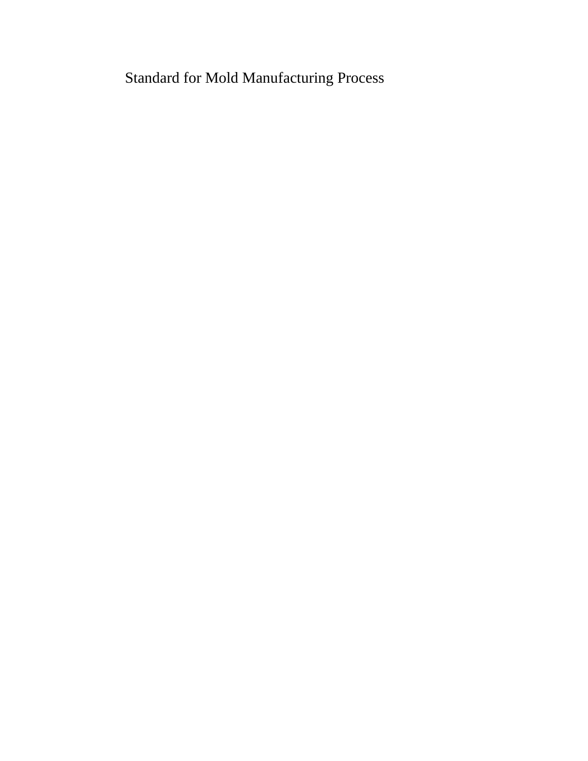# Standard for Mold Manufacturing Process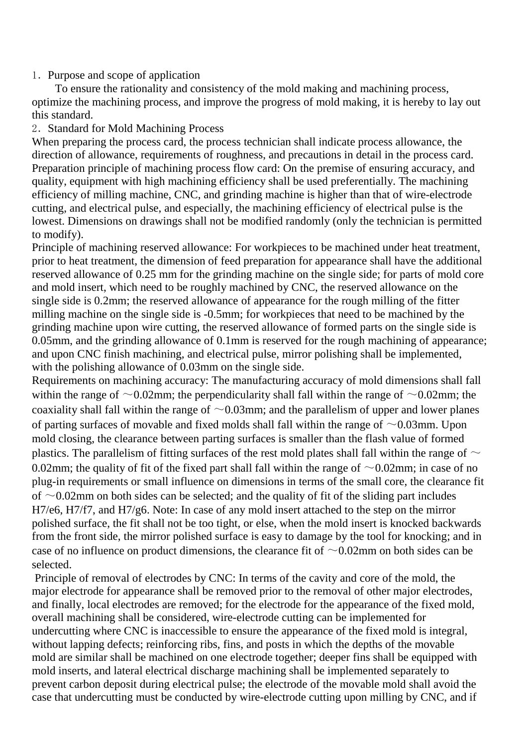1．Purpose and scope of application

To ensure the rationality and consistency of the mold making and machining process, optimize the machining process, and improve the progress of mold making, it is hereby to lay out this standard.

2．Standard for Mold Machining Process

When preparing the process card, the process technician shall indicate process allowance, the direction of allowance, requirements of roughness, and precautions in detail in the process card. Preparation principle of machining process flow card: On the premise of ensuring accuracy, and quality, equipment with high machining efficiency shall be used preferentially. The machining efficiency of milling machine, CNC, and grinding machine is higher than that of wire-electrode cutting, and electrical pulse, and especially, the machining efficiency of electrical pulse is the lowest. Dimensions on drawings shall not be modified randomly (only the technician is permitted to modify).

Principle of machining reserved allowance: For workpieces to be machined under heat treatment, prior to heat treatment, the dimension of feed preparation for appearance shall have the additional reserved allowance of 0.25 mm for the grinding machine on the single side; for parts of mold core and mold insert, which need to be roughly machined by CNC, the reserved allowance on the single side is 0.2mm; the reserved allowance of appearance for the rough milling of the fitter milling machine on the single side is -0.5mm; for workpieces that need to be machined by the grinding machine upon wire cutting, the reserved allowance of formed parts on the single side is 0.05mm, and the grinding allowance of 0.1mm is reserved for the rough machining of appearance; and upon CNC finish machining, and electrical pulse, mirror polishing shall be implemented, with the polishing allowance of 0.03mm on the single side.

Requirements on machining accuracy: The manufacturing accuracy of mold dimensions shall fall within the range of ～0.02mm; the perpendicularity shall fall within the range of ～0.02mm; the coaxiality shall fall within the range of ～0.03mm; and the parallelism of upper and lower planes of parting surfaces of movable and fixed molds shall fall within the range of ～0.03mm. Upon mold closing, the clearance between parting surfaces is smaller than the flash value of formed plastics. The parallelism of fitting surfaces of the rest mold plates shall fall within the range of ～0.02mm; the quality of fit of the fixed part shall fall within the range of ～0.02mm; in case of no plug-in requirements or small influence on dimensions in terms of the small core, the clearance fit of ～0.02mm on both sides can be selected; and the quality of fit of the sliding part includes H7/e6, H7/f7, and H7/g6. Note: In case of any mold insert attached to the step on the mirror polished surface, the fit shall not be too tight, or else, when the mold insert is knocked backwards from the front side, the mirror polished surface is easy to damage by the tool for knocking; and in case of no influence on product dimensions, the clearance fit of ～0.02mm on both sides can be selected.

Principle of removal of electrodes by CNC: In terms of the cavity and core of the mold, the major electrode for appearance shall be removed prior to the removal of other major electrodes, and finally, local electrodes are removed; for the electrode for the appearance of the fixed mold, overall machining shall be considered, wire-electrode cutting can be implemented for undercutting where CNC is inaccessible to ensure the appearance of the fixed mold is integral, without lapping defects; reinforcing ribs, fins, and posts in which the depths of the movable mold are similar shall be machined on one electrode together; deeper fins shall be equipped with mold inserts, and lateral electrical discharge machining shall be implemented separately to prevent carbon deposit during electrical pulse; the electrode of the movable mold shall avoid the case that undercutting must be conducted by wire-electrode cutting upon milling by CNC, and if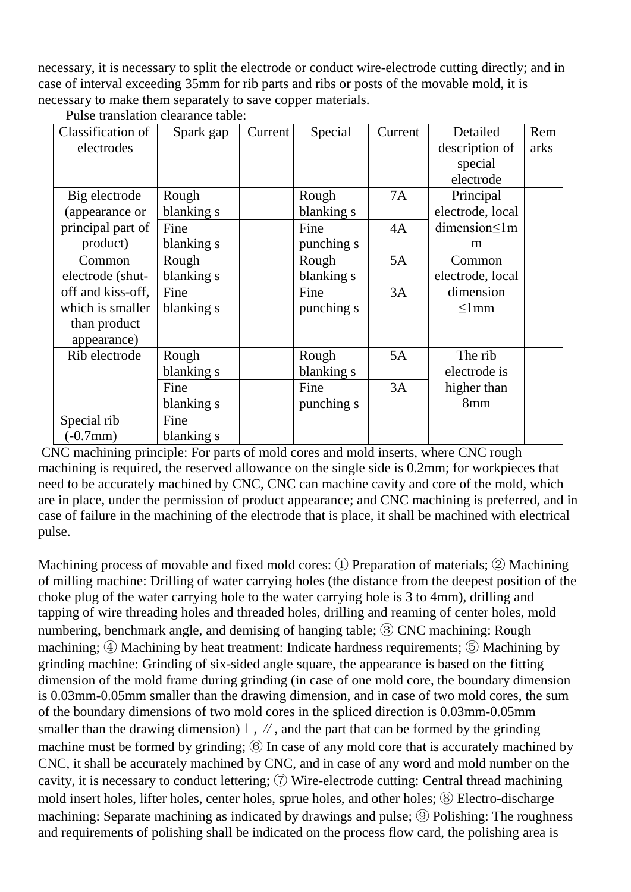necessary, it is necessary to split the electrode or conduct wire-electrode cutting directly; and in case of interval exceeding 35mm for rib parts and ribs or posts of the movable mold, it is necessary to make them separately to save copper materials.

Pulse translation clearance table:

| Classification of electrodes | Spark gap | Current | Special | Current | Detailed description of special electrode | Remarks |
|---|---|---|---|---|---|---|
| Big electrode (appearance or principal part of product) | Rough blanking s | | Rough blanking s | 7A | Principal electrode, local dimension≤1mm | |
| | Fine blanking s | | Fine punching s | 4A | | |
| Common electrode (shut-off and kiss-off, which is smaller than product appearance) | Rough blanking s | | Rough blanking s | 5A | Common electrode, local dimension ≤1mm | |
| | Fine blanking s | | Fine punching s | 3A | | |
| Rib electrode | Rough blanking s | | Rough blanking s | 5A | The rib electrode is higher than 8mm | |
| | Fine blanking s | | Fine punching s | 3A | | |
| Special rib (-0.7mm) | Fine blanking s | | | | | |

CNC machining principle: For parts of mold cores and mold inserts, where CNC rough machining is required, the reserved allowance on the single side is 0.2mm; for workpieces that need to be accurately machined by CNC, CNC can machine cavity and core of the mold, which are in place, under the permission of product appearance; and CNC machining is preferred, and in case of failure in the machining of the electrode that is place, it shall be machined with electrical pulse.

Machining process of movable and fixed mold cores: ① Preparation of materials; ② Machining of milling machine: Drilling of water carrying holes (the distance from the deepest position of the choke plug of the water carrying hole to the water carrying hole is 3 to 4mm), drilling and tapping of wire threading holes and threaded holes, drilling and reaming of center holes, mold numbering, benchmark angle, and demising of hanging table; ③ CNC machining: Rough machining; ④ Machining by heat treatment: Indicate hardness requirements; ⑤ Machining by grinding machine: Grinding of six-sided angle square, the appearance is based on the fitting dimension of the mold frame during grinding (in case of one mold core, the boundary dimension is 0.03mm-0.05mm smaller than the drawing dimension, and in case of two mold cores, the sum of the boundary dimensions of two mold cores in the spliced direction is 0.03mm-0.05mm smaller than the drawing dimension)⊥, ∥, and the part that can be formed by the grinding machine must be formed by grinding; ⑥ In case of any mold core that is accurately machined by CNC, it shall be accurately machined by CNC, and in case of any word and mold number on the cavity, it is necessary to conduct lettering; ⑦ Wire-electrode cutting: Central thread machining mold insert holes, lifter holes, center holes, sprue holes, and other holes; ⑧ Electro-discharge machining: Separate machining as indicated by drawings and pulse; ⑨ Polishing: The roughness and requirements of polishing shall be indicated on the process flow card, the polishing area is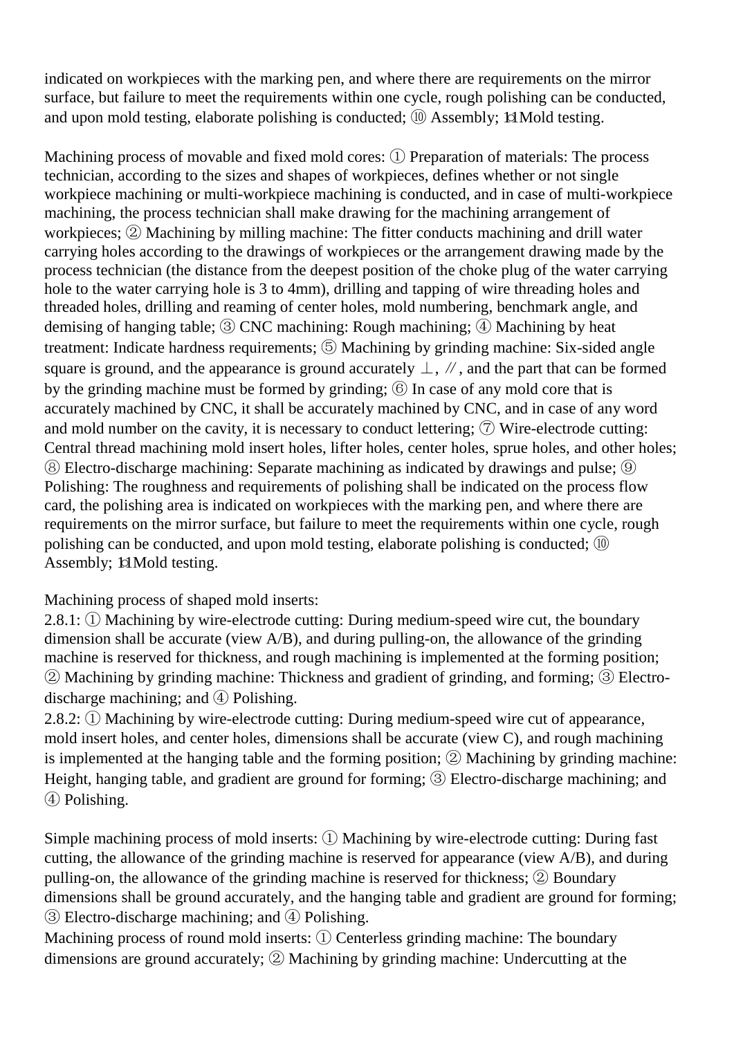indicated on workpieces with the marking pen, and where there are requirements on the mirror surface, but failure to meet the requirements within one cycle, rough polishing can be conducted, and upon mold testing, elaborate polishing is conducted; ⑩ Assembly; ⑪Mold testing.

Machining process of movable and fixed mold cores: ① Preparation of materials: The process technician, according to the sizes and shapes of workpieces, defines whether or not single workpiece machining or multi-workpiece machining is conducted, and in case of multi-workpiece machining, the process technician shall make drawing for the machining arrangement of workpieces; ② Machining by milling machine: The fitter conducts machining and drill water carrying holes according to the drawings of workpieces or the arrangement drawing made by the process technician (the distance from the deepest position of the choke plug of the water carrying hole to the water carrying hole is 3 to 4mm), drilling and tapping of wire threading holes and threaded holes, drilling and reaming of center holes, mold numbering, benchmark angle, and demising of hanging table; ③ CNC machining: Rough machining; ④ Machining by heat treatment: Indicate hardness requirements; ⑤ Machining by grinding machine: Six-sided angle square is ground, and the appearance is ground accurately ⊥, ∥, and the part that can be formed by the grinding machine must be formed by grinding; ⑥ In case of any mold core that is accurately machined by CNC, it shall be accurately machined by CNC, and in case of any word and mold number on the cavity, it is necessary to conduct lettering; ⑦ Wire-electrode cutting: Central thread machining mold insert holes, lifter holes, center holes, sprue holes, and other holes; ⑧ Electro-discharge machining: Separate machining as indicated by drawings and pulse; ⑨ Polishing: The roughness and requirements of polishing shall be indicated on the process flow card, the polishing area is indicated on workpieces with the marking pen, and where there are requirements on the mirror surface, but failure to meet the requirements within one cycle, rough polishing can be conducted, and upon mold testing, elaborate polishing is conducted; ⑩ Assembly; ⑪Mold testing.

Machining process of shaped mold inserts:

2.8.1: ① Machining by wire-electrode cutting: During medium-speed wire cut, the boundary dimension shall be accurate (view A/B), and during pulling-on, the allowance of the grinding machine is reserved for thickness, and rough machining is implemented at the forming position; ② Machining by grinding machine: Thickness and gradient of grinding, and forming; ③ Electro-discharge machining; and ④ Polishing.

2.8.2: ① Machining by wire-electrode cutting: During medium-speed wire cut of appearance, mold insert holes, and center holes, dimensions shall be accurate (view C), and rough machining is implemented at the hanging table and the forming position; ② Machining by grinding machine: Height, hanging table, and gradient are ground for forming; ③ Electro-discharge machining; and ④ Polishing.

Simple machining process of mold inserts: ① Machining by wire-electrode cutting: During fast cutting, the allowance of the grinding machine is reserved for appearance (view A/B), and during pulling-on, the allowance of the grinding machine is reserved for thickness; ② Boundary dimensions shall be ground accurately, and the hanging table and gradient are ground for forming; ③ Electro-discharge machining; and ④ Polishing.

Machining process of round mold inserts: ① Centerless grinding machine: The boundary dimensions are ground accurately; ② Machining by grinding machine: Undercutting at the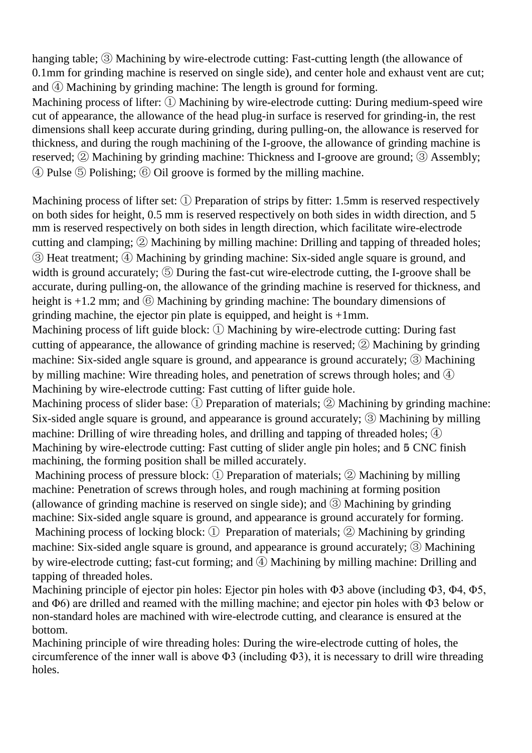hanging table; ③ Machining by wire-electrode cutting: Fast-cutting length (the allowance of 0.1mm for grinding machine is reserved on single side), and center hole and exhaust vent are cut; and ④ Machining by grinding machine: The length is ground for forming.

Machining process of lifter: ① Machining by wire-electrode cutting: During medium-speed wire cut of appearance, the allowance of the head plug-in surface is reserved for grinding-in, the rest dimensions shall keep accurate during grinding, during pulling-on, the allowance is reserved for thickness, and during the rough machining of the I-groove, the allowance of grinding machine is reserved; ② Machining by grinding machine: Thickness and I-groove are ground; ③ Assembly; ④ Pulse ⑤ Polishing; ⑥ Oil groove is formed by the milling machine.

Machining process of lifter set: ① Preparation of strips by fitter: 1.5mm is reserved respectively on both sides for height, 0.5 mm is reserved respectively on both sides in width direction, and 5 mm is reserved respectively on both sides in length direction, which facilitate wire-electrode cutting and clamping; ② Machining by milling machine: Drilling and tapping of threaded holes; ③ Heat treatment; ④ Machining by grinding machine: Six-sided angle square is ground, and width is ground accurately; ⑤ During the fast-cut wire-electrode cutting, the I-groove shall be accurate, during pulling-on, the allowance of the grinding machine is reserved for thickness, and height is +1.2 mm; and ⑥ Machining by grinding machine: The boundary dimensions of grinding machine, the ejector pin plate is equipped, and height is +1mm.

Machining process of lift guide block: ① Machining by wire-electrode cutting: During fast cutting of appearance, the allowance of grinding machine is reserved; ② Machining by grinding machine: Six-sided angle square is ground, and appearance is ground accurately; ③ Machining by milling machine: Wire threading holes, and penetration of screws through holes; and ④ Machining by wire-electrode cutting: Fast cutting of lifter guide hole.

Machining process of slider base: ① Preparation of materials; ② Machining by grinding machine: Six-sided angle square is ground, and appearance is ground accurately; ③ Machining by milling machine: Drilling of wire threading holes, and drilling and tapping of threaded holes; ④ Machining by wire-electrode cutting: Fast cutting of slider angle pin holes; and 5 CNC finish machining, the forming position shall be milled accurately.

Machining process of pressure block: ① Preparation of materials; ② Machining by milling machine: Penetration of screws through holes, and rough machining at forming position (allowance of grinding machine is reserved on single side); and ③ Machining by grinding machine: Six-sided angle square is ground, and appearance is ground accurately for forming.

Machining process of locking block: ① Preparation of materials; ② Machining by grinding machine: Six-sided angle square is ground, and appearance is ground accurately; ③ Machining by wire-electrode cutting; fast-cut forming; and ④ Machining by milling machine: Drilling and tapping of threaded holes.

Machining principle of ejector pin holes: Ejector pin holes with Φ3 above (including Φ3, Φ4, Φ5, and Φ6) are drilled and reamed with the milling machine; and ejector pin holes with Φ3 below or non-standard holes are machined with wire-electrode cutting, and clearance is ensured at the bottom.

Machining principle of wire threading holes: During the wire-electrode cutting of holes, the circumference of the inner wall is above Φ3 (including Φ3), it is necessary to drill wire threading holes.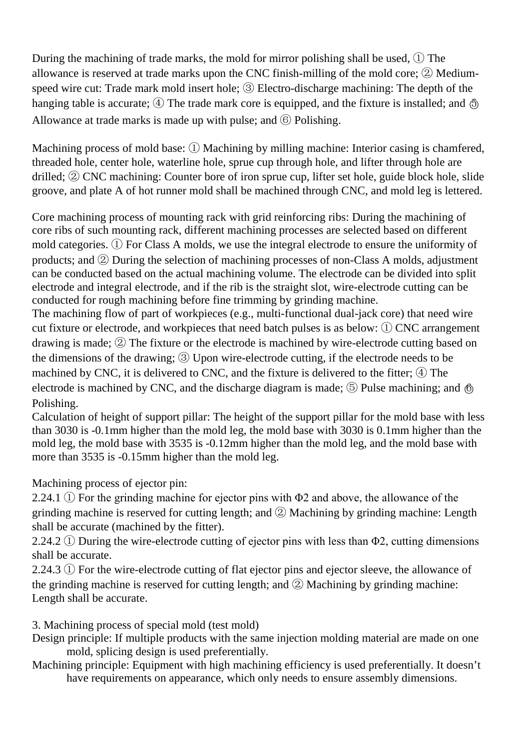During the machining of trade marks, the mold for mirror polishing shall be used, ① The allowance is reserved at trade marks upon the CNC finish-milling of the mold core; ② Medium-speed wire cut: Trade mark mold insert hole; ③ Electro-discharge machining: The depth of the hanging table is accurate; ④ The trade mark core is equipped, and the fixture is installed; and ⑤ Allowance at trade marks is made up with pulse; and ⑥ Polishing.

Machining process of mold base: ① Machining by milling machine: Interior casing is chamfered, threaded hole, center hole, waterline hole, sprue cup through hole, and lifter through hole are drilled; ② CNC machining: Counter bore of iron sprue cup, lifter set hole, guide block hole, slide groove, and plate A of hot runner mold shall be machined through CNC, and mold leg is lettered.

Core machining process of mounting rack with grid reinforcing ribs: During the machining of core ribs of such mounting rack, different machining processes are selected based on different mold categories. ① For Class A molds, we use the integral electrode to ensure the uniformity of products; and ② During the selection of machining processes of non-Class A molds, adjustment can be conducted based on the actual machining volume. The electrode can be divided into split electrode and integral electrode, and if the rib is the straight slot, wire-electrode cutting can be conducted for rough machining before fine trimming by grinding machine.

The machining flow of part of workpieces (e.g., multi-functional dual-jack core) that need wire cut fixture or electrode, and workpieces that need batch pulses is as below: ① CNC arrangement drawing is made; ② The fixture or the electrode is machined by wire-electrode cutting based on the dimensions of the drawing; ③ Upon wire-electrode cutting, if the electrode needs to be machined by CNC, it is delivered to CNC, and the fixture is delivered to the fitter; ④ The electrode is machined by CNC, and the discharge diagram is made; ⑤ Pulse machining; and ⑥ Polishing.

Calculation of height of support pillar: The height of the support pillar for the mold base with less than 3030 is -0.1mm higher than the mold leg, the mold base with 3030 is 0.1mm higher than the mold leg, the mold base with 3535 is -0.12mm higher than the mold leg, and the mold base with more than 3535 is -0.15mm higher than the mold leg.

Machining process of ejector pin:

2.24.1 ① For the grinding machine for ejector pins with Φ2 and above, the allowance of the grinding machine is reserved for cutting length; and ② Machining by grinding machine: Length shall be accurate (machined by the fitter).

2.24.2 ① During the wire-electrode cutting of ejector pins with less than Φ2, cutting dimensions shall be accurate.

2.24.3 ① For the wire-electrode cutting of flat ejector pins and ejector sleeve, the allowance of the grinding machine is reserved for cutting length; and ② Machining by grinding machine: Length shall be accurate.

3. Machining process of special mold (test mold)

Design principle: If multiple products with the same injection molding material are made on one mold, splicing design is used preferentially.

Machining principle: Equipment with high machining efficiency is used preferentially. It doesn't have requirements on appearance, which only needs to ensure assembly dimensions.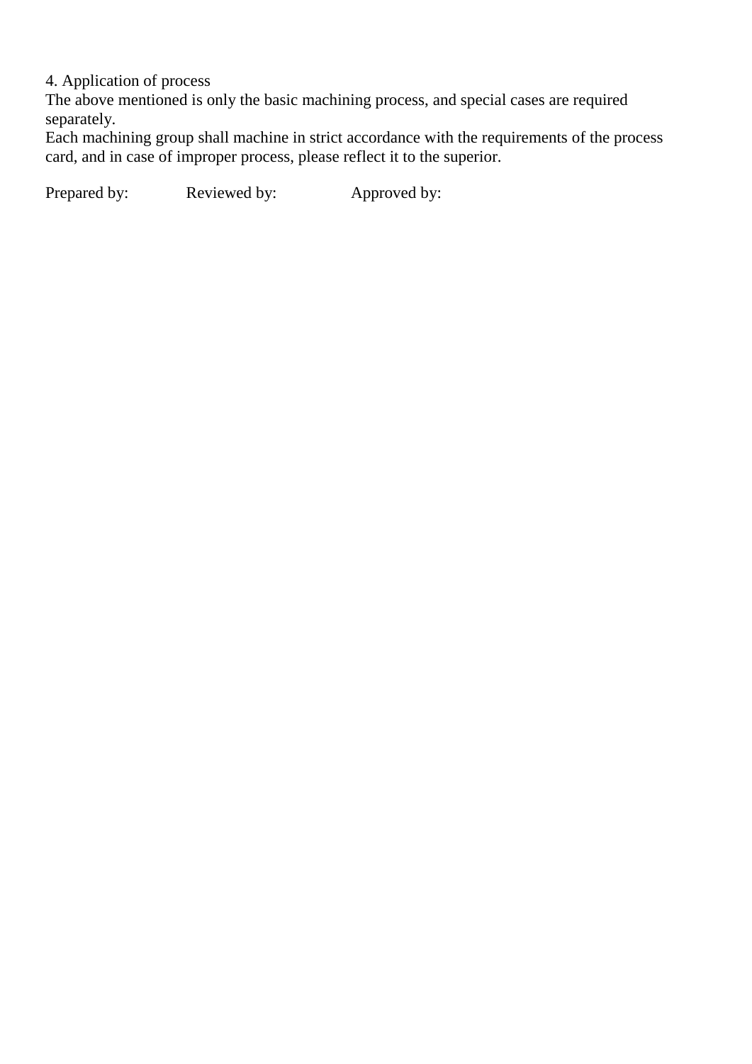4. Application of process

The above mentioned is only the basic machining process, and special cases are required separately.

Each machining group shall machine in strict accordance with the requirements of the process card, and in case of improper process, please reflect it to the superior.

Prepared by: Reviewed by: Approved by: